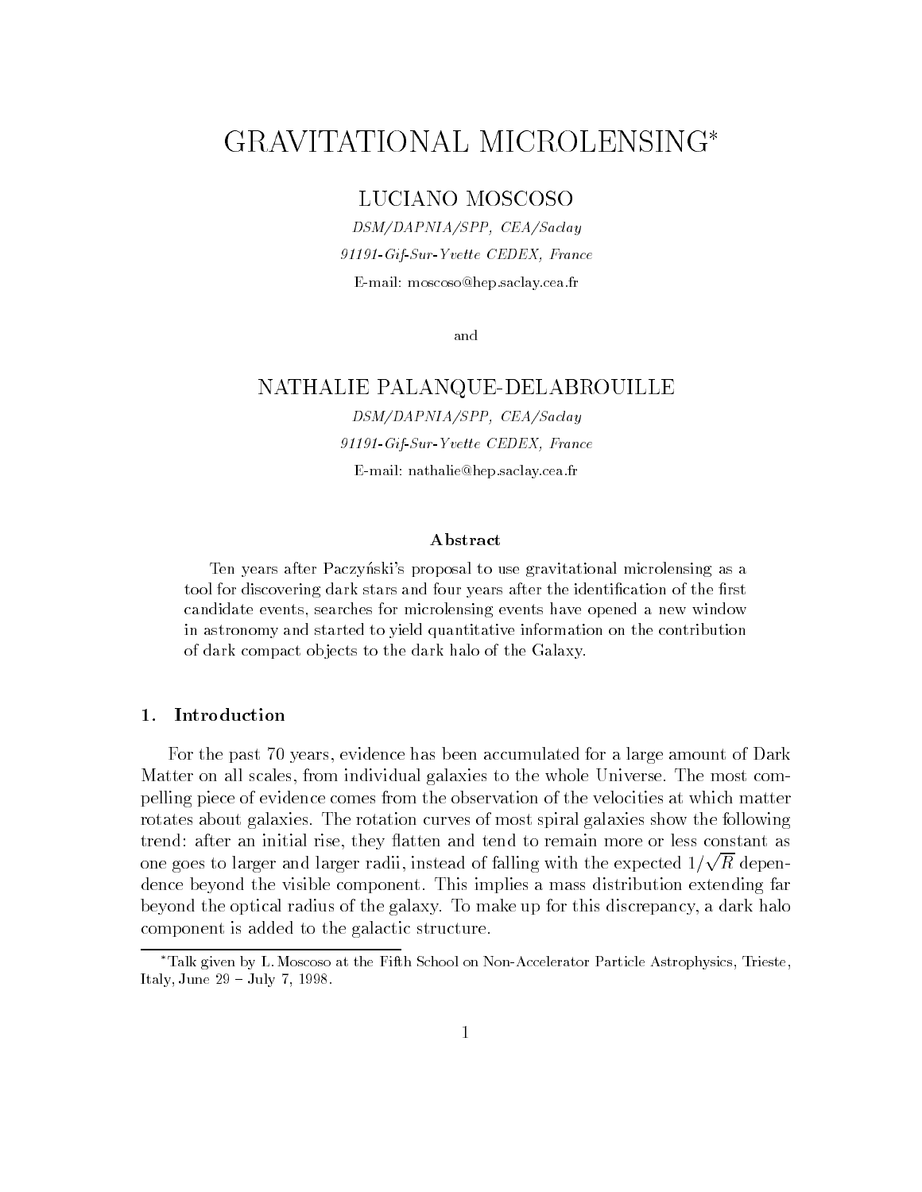# GRAVITATIONAL MICROLENSING*

LUCIANO MOSCOSO

*DSM/DAPNIA/SPP, CEA/Saclay*

*91191-Gif-Sur-Yvette CEDEX, France*

E-mail: moscoso@hep.saclay.cea.fr

and

NATHALIE PALANQUE-DELABROUILLE

*DSM/DAPNIA/SPP, CEA/Saclay*

*91191-Gif-Sur-Yvette CEDEX, France*

E-mail: nathalie@hep.saclay.cea.fr

### Abstract

Ten years after Paczyński's proposal to use gravitational microlensing as a tool for discovering dark stars and four years after the identification of the first candidate events, searches for microlensing events have opened a new window in astronomy and started to yield quantitative information on the contribution of dark compact objects to the dark halo of the Galaxy.

## 1. Introduction

For the past 70 years, evidence has been accumulated for a large amount of Dark Matter on all scales, from individual galaxies to the whole Universe. The most compelling piece of evidence comes from the observation of the velocities at which matter rotates about galaxies. The rotation curves of most spiral galaxies show the following trend: after an initial rise, they flatten and tend to remain more or less constant as one goes to larger and larger radii, instead of falling with the expected $1/\sqrt{R}$ dependence beyond the visible component. This implies a mass distribution extending far beyond the optical radius of the galaxy. To make up for this discrepancy, a dark halo component is added to the galactic structure.

*Talk given by L. Moscoso at the Fifth School on Non-Accelerator Particle Astrophysics, Trieste, Italy, June 29 – July 7, 1998.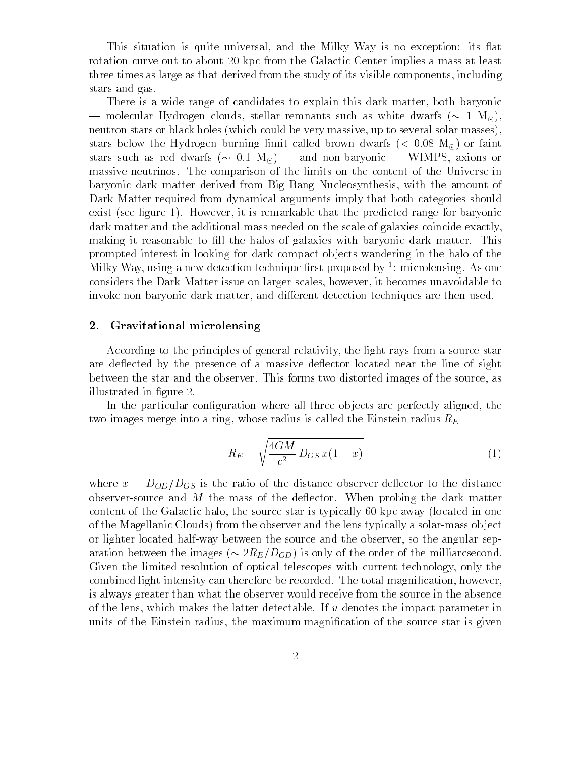This situation is quite universal, and the Milky Way is no exception: its flat rotation curve out to about 20 kpc from the Galactic Center implies a mass at least three times as large as that derived from the study of its visible components, including stars and gas.

There is a wide range of candidates to explain this dark matter, both baryonic — molecular Hydrogen clouds, stellar remnants such as white dwarfs ($\sim$ 1 $M_\odot$), neutron stars or black holes (which could be very massive, up to several solar masses), stars below the Hydrogen burning limit called brown dwarfs ($<$ 0.08 $M_\odot$) or faint stars such as red dwarfs ($\sim$ 0.1 $M_\odot$) — and non-baryonic — WIMPS, axions or massive neutrinos. The comparison of the limits on the content of the Universe in baryonic dark matter derived from Big Bang Nucleosynthesis, with the amount of Dark Matter required from dynamical arguments imply that both categories should exist (see figure 1). However, it is remarkable that the predicted range for baryonic dark matter and the additional mass needed on the scale of galaxies coincide exactly, making it reasonable to fill the halos of galaxies with baryonic dark matter. This prompted interest in looking for dark compact objects wandering in the halo of the Milky Way, using a new detection technique first proposed by [1]: microlensing. As one considers the Dark Matter issue on larger scales, however, it becomes unavoidable to invoke non-baryonic dark matter, and different detection techniques are then used.

## 2. Gravitational microlensing

According to the principles of general relativity, the light rays from a source star are deflected by the presence of a massive deflector located near the line of sight between the star and the observer. This forms two distorted images of the source, as illustrated in figure 2.

In the particular configuration where all three objects are perfectly aligned, the two images merge into a ring, whose radius is called the Einstein radius $R_E$

$$R_E = \sqrt{\frac{4GM}{c^2}\, D_{OS}\, x(1-x)} \tag{1}$$

where $x = D_{OD}/D_{OS}$ is the ratio of the distance observer-deflector to the distance observer-source and $M$ the mass of the deflector. When probing the dark matter content of the Galactic halo, the source star is typically 60 kpc away (located in one of the Magellanic Clouds) from the observer and the lens typically a solar-mass object or lighter located half-way between the source and the observer, so the angular separation between the images ($\sim 2R_E/D_{OD}$) is only of the order of the milliarcsecond. Given the limited resolution of optical telescopes with current technology, only the combined light intensity can therefore be recorded. The total magnification, however, is always greater than what the observer would receive from the source in the absence of the lens, which makes the latter detectable. If $u$ denotes the impact parameter in units of the Einstein radius, the maximum magnification of the source star is given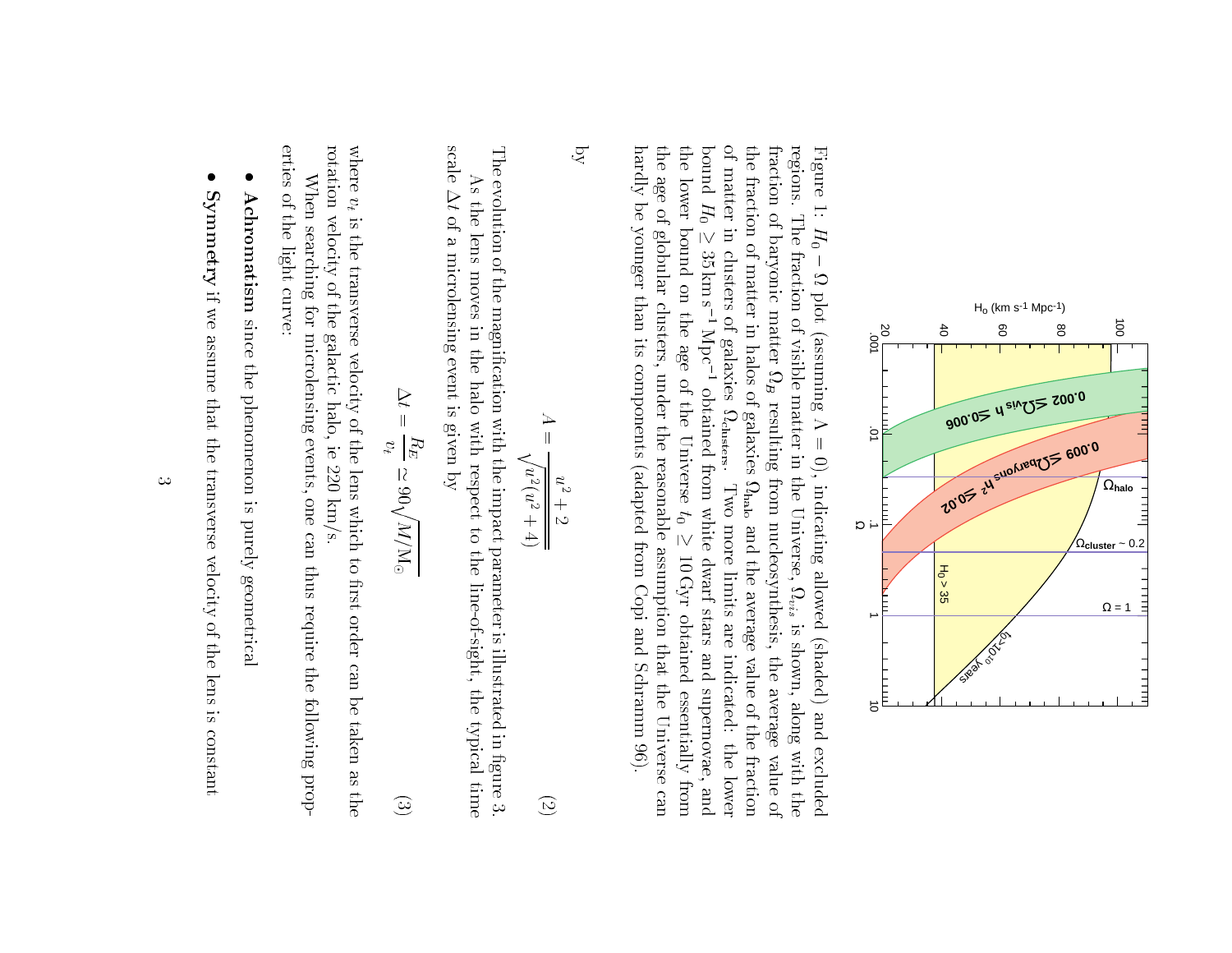Figure 1: $H_0 - \Omega$ plot (assuming $\Lambda = 0$), indicating allowed (shaded) and excluded regions. The fraction of visible matter in the Universe, $\Omega_{vis}$ is shown, along with the fraction of baryonic matter $\Omega_B$ resulting from nucleosynthesis, the average value of the fraction of matter in halos of galaxies $\Omega_{\rm halo}$ and the average value of the fraction of matter in clusters of galaxies $\Omega_{\rm clusters}$. Two more limits are indicated: the lower bound $H_0 \geq 35 \mathrm{km\,s^{-1}\,Mpc^{-1}}$ obtained from white dwarf stars and supernovae, and the lower bound on the age of the Universe $t_0 \geq 10\,\mathrm{Gyr}$ obtained essentially from the age of globular clusters, under the reasonable assumption that the Universe can hardly be younger than its components (adapted from Copi and Schramm 96).

by

$$A = \frac{u^2 + 2}{\sqrt{u^2(u^2 + 4)}} \tag{2}$$

The evolution of the magnification with the impact parameter is illustrated in figure 3.

As the lens moves in the halo with respect to the line-of-sight, the typical time scale $\Delta t$ of a microlensing event is given by

$$\Delta t = \frac{R_E}{v_t} \simeq 90\sqrt{M/\mathrm{M}_\odot} \tag{3}$$

where $v_t$ is the transverse velocity of the lens which to first order can be taken as the rotation velocity of the galactic halo, ie 220 km/s.

When searching for microlensing events, one can thus require the following properties of the light curve:

- **Achromatism** since the phenomenon is purely geometrical
- **Symmetry** if we assume that the transverse velocity of the lens is constant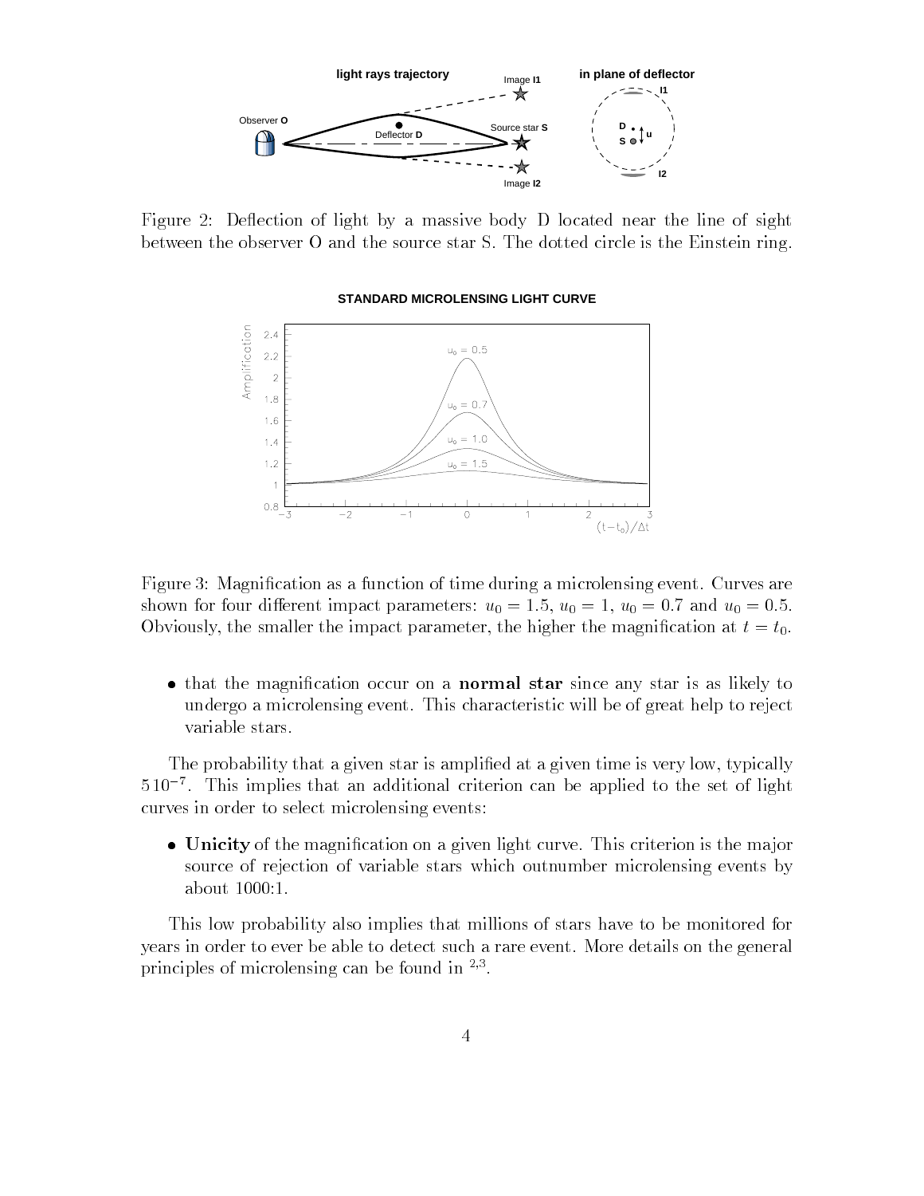Figure 2: Deflection of light by a massive body D located near the line of sight between the observer O and the source star S. The dotted circle is the Einstein ring.

Figure 3: Magnification as a function of time during a microlensing event. Curves are shown for four different impact parameters: $u_0 = 1.5$, $u_0 = 1$, $u_0 = 0.7$ and $u_0 = 0.5$. Obviously, the smaller the impact parameter, the higher the magnification at $t = t_0$.

- that the magnification occur on a **normal star** since any star is as likely to undergo a microlensing event. This characteristic will be of great help to reject variable stars.

The probability that a given star is amplified at a given time is very low, typically $5 10^{-7}$. This implies that an additional criterion can be applied to the set of light curves in order to select microlensing events:

- **Unicity** of the magnification on a given light curve. This criterion is the major source of rejection of variable stars which outnumber microlensing events by about 1000:1.

This low probability also implies that millions of stars have to be monitored for years in order to ever be able to detect such a rare event. More details on the general principles of microlensing can be found in [2,3].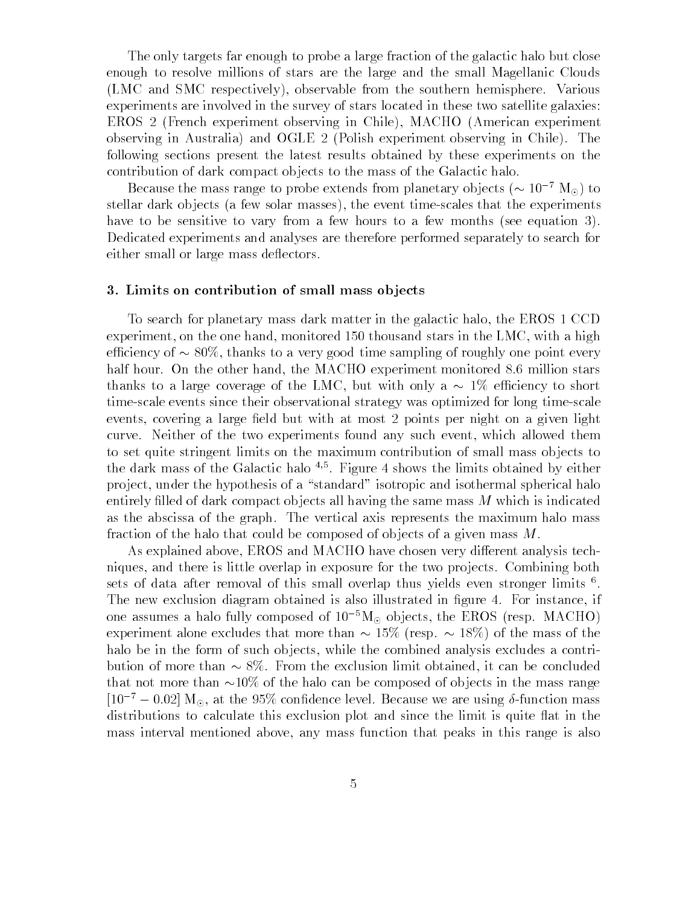The only targets far enough to probe a large fraction of the galactic halo but close enough to resolve millions of stars are the large and the small Magellanic Clouds (LMC and SMC respectively), observable from the southern hemisphere. Various experiments are involved in the survey of stars located in these two satellite galaxies: EROS 2 (French experiment observing in Chile), MACHO (American experiment observing in Australia) and OGLE 2 (Polish experiment observing in Chile). The following sections present the latest results obtained by these experiments on the contribution of dark compact objects to the mass of the Galactic halo.

Because the mass range to probe extends from planetary objects ($\sim 10^{-7}$ M$_\odot$) to stellar dark objects (a few solar masses), the event time-scales that the experiments have to be sensitive to vary from a few hours to a few months (see equation 3). Dedicated experiments and analyses are therefore performed separately to search for either small or large mass deflectors.

### 3. Limits on contribution of small mass objects

To search for planetary mass dark matter in the galactic halo, the EROS 1 CCD experiment, on the one hand, monitored 150 thousand stars in the LMC, with a high efficiency of $\sim 80\%$, thanks to a very good time sampling of roughly one point every half hour. On the other hand, the MACHO experiment monitored 8.6 million stars thanks to a large coverage of the LMC, but with only a $\sim 1\%$ efficiency to short time-scale events since their observational strategy was optimized for long time-scale events, covering a large field but with at most 2 points per night on a given light curve. Neither of the two experiments found any such event, which allowed them to set quite stringent limits on the maximum contribution of small mass objects to the dark mass of the Galactic halo [4,5]. Figure 4 shows the limits obtained by either project, under the hypothesis of a "standard" isotropic and isothermal spherical halo entirely filled of dark compact objects all having the same mass $M$ which is indicated as the abscissa of the graph. The vertical axis represents the maximum halo mass fraction of the halo that could be composed of objects of a given mass $M$.

As explained above, EROS and MACHO have chosen very different analysis techniques, and there is little overlap in exposure for the two projects. Combining both sets of data after removal of this small overlap thus yields even stronger limits [6]. The new exclusion diagram obtained is also illustrated in figure 4. For instance, if one assumes a halo fully composed of $10^{-5}$M$_\odot$ objects, the EROS (resp. MACHO) experiment alone excludes that more than $\sim 15\%$ (resp. $\sim 18\%$) of the mass of the halo be in the form of such objects, while the combined analysis excludes a contribution of more than $\sim 8\%$. From the exclusion limit obtained, it can be concluded that not more than $\sim$10% of the halo can be composed of objects in the mass range $[10^{-7} - 0.02]$ M$_\odot$, at the 95% confidence level. Because we are using $\delta$-function mass distributions to calculate this exclusion plot and since the limit is quite flat in the mass interval mentioned above, any mass function that peaks in this range is also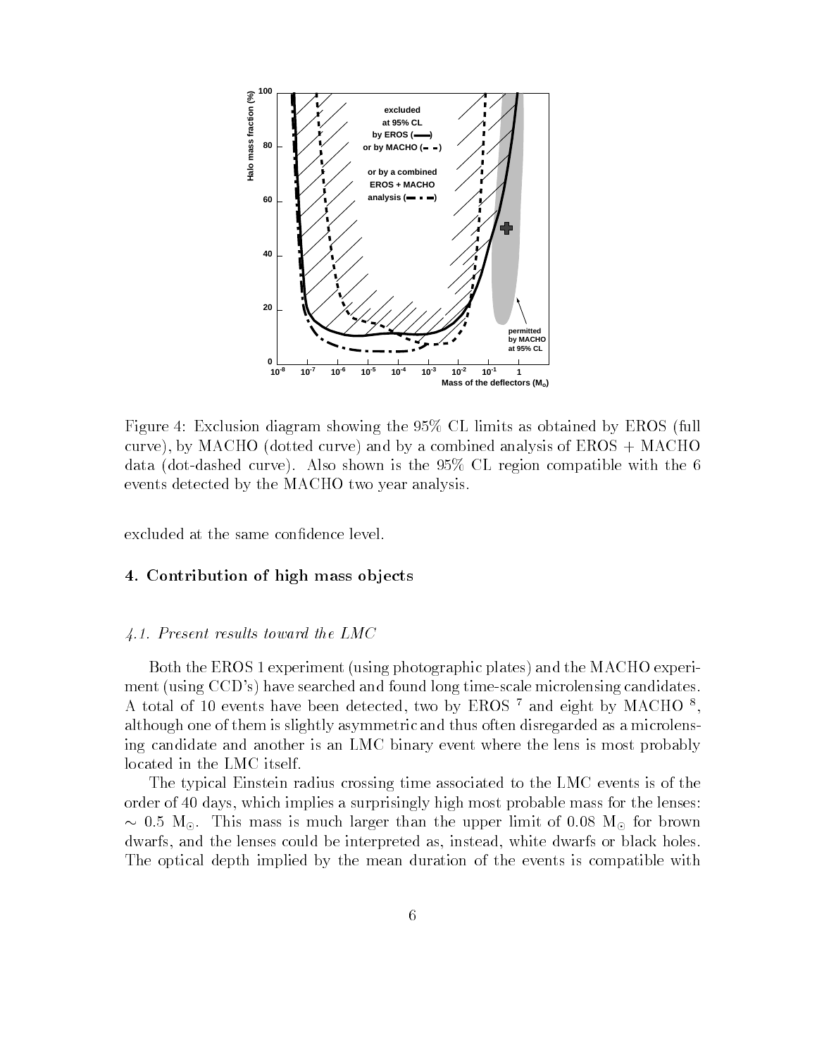Figure 4: Exclusion diagram showing the 95% CL limits as obtained by EROS (full curve), by MACHO (dotted curve) and by a combined analysis of EROS + MACHO data (dot-dashed curve). Also shown is the 95% CL region compatible with the 6 events detected by the MACHO two year analysis.

excluded at the same confidence level.

## 4. Contribution of high mass objects

### *4.1. Present results toward the LMC*

Both the EROS 1 experiment (using photographic plates) and the MACHO experiment (using CCD's) have searched and found long time-scale microlensing candidates. A total of 10 events have been detected, two by EROS [7] and eight by MACHO [8], although one of them is slightly asymmetric and thus often disregarded as a microlensing candidate and another is an LMC binary event where the lens is most probably located in the LMC itself.

The typical Einstein radius crossing time associated to the LMC events is of the order of 40 days, which implies a surprisingly high most probable mass for the lenses: $\sim 0.5$ $M_\odot$. This mass is much larger than the upper limit of 0.08 $M_\odot$ for brown dwarfs, and the lenses could be interpreted as, instead, white dwarfs or black holes. The optical depth implied by the mean duration of the events is compatible with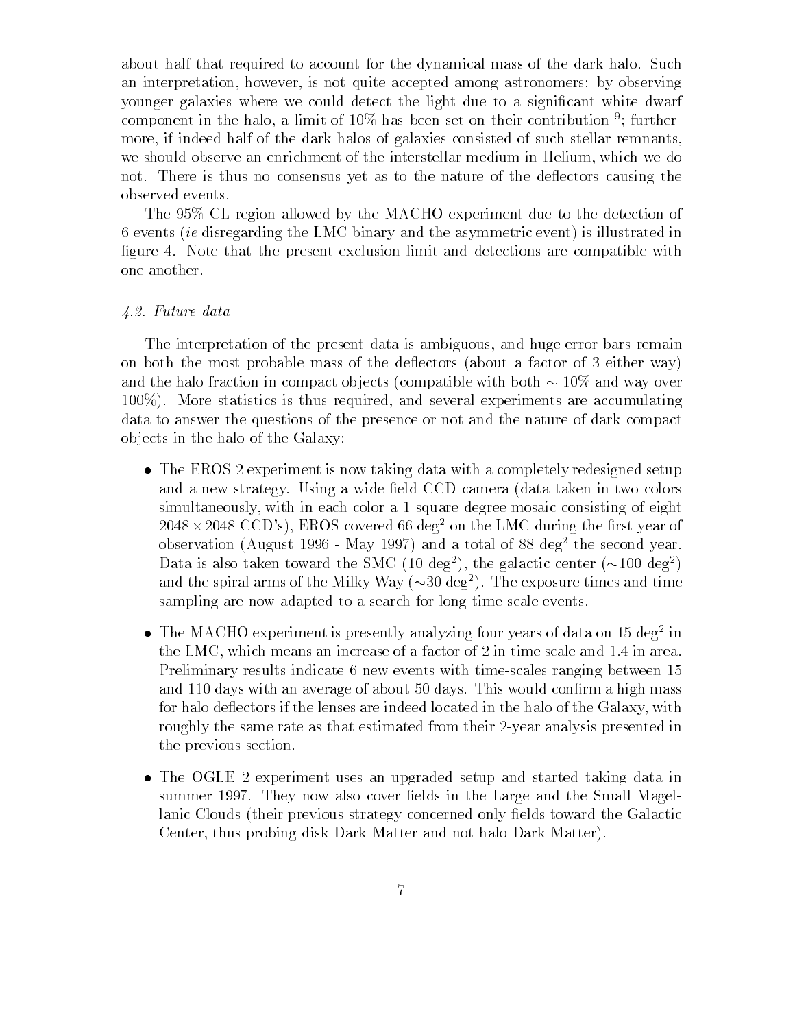about half that required to account for the dynamical mass of the dark halo. Such an interpretation, however, is not quite accepted among astronomers: by observing younger galaxies where we could detect the light due to a significant white dwarf component in the halo, a limit of 10% has been set on their contribution [9]; furthermore, if indeed half of the dark halos of galaxies consisted of such stellar remnants, we should observe an enrichment of the interstellar medium in Helium, which we do not. There is thus no consensus yet as to the nature of the deflectors causing the observed events.

The 95% CL region allowed by the MACHO experiment due to the detection of 6 events (*ie* disregarding the LMC binary and the asymmetric event) is illustrated in figure 4. Note that the present exclusion limit and detections are compatible with one another.

### *4.2. Future data*

The interpretation of the present data is ambiguous, and huge error bars remain on both the most probable mass of the deflectors (about a factor of 3 either way) and the halo fraction in compact objects (compatible with both $\sim 10\%$ and way over 100%). More statistics is thus required, and several experiments are accumulating data to answer the questions of the presence or not and the nature of dark compact objects in the halo of the Galaxy:

- The EROS 2 experiment is now taking data with a completely redesigned setup and a new strategy. Using a wide field CCD camera (data taken in two colors simultaneously, with in each color a 1 square degree mosaic consisting of eight $2048 \times 2048$ CCD's), EROS covered 66 deg$^2$ on the LMC during the first year of observation (August 1996 - May 1997) and a total of 88 deg$^2$ the second year. Data is also taken toward the SMC (10 deg$^2$), the galactic center ($\sim$100 deg$^2$) and the spiral arms of the Milky Way ($\sim$30 deg$^2$). The exposure times and time sampling are now adapted to a search for long time-scale events.

- The MACHO experiment is presently analyzing four years of data on 15 deg$^2$ in the LMC, which means an increase of a factor of 2 in time scale and 1.4 in area. Preliminary results indicate 6 new events with time-scales ranging between 15 and 110 days with an average of about 50 days. This would confirm a high mass for halo deflectors if the lenses are indeed located in the halo of the Galaxy, with roughly the same rate as that estimated from their 2-year analysis presented in the previous section.

- The OGLE 2 experiment uses an upgraded setup and started taking data in summer 1997. They now also cover fields in the Large and the Small Magellanic Clouds (their previous strategy concerned only fields toward the Galactic Center, thus probing disk Dark Matter and not halo Dark Matter).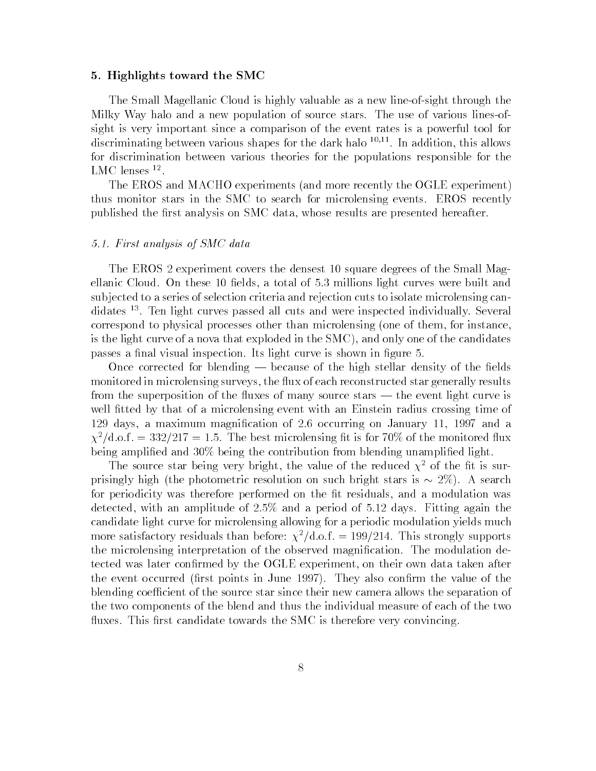## 5. Highlights toward the SMC

The Small Magellanic Cloud is highly valuable as a new line-of-sight through the Milky Way halo and a new population of source stars. The use of various lines-of-sight is very important since a comparison of the event rates is a powerful tool for discriminating between various shapes for the dark halo [10,11]. In addition, this allows for discrimination between various theories for the populations responsible for the LMC lenses [12].

The EROS and MACHO experiments (and more recently the OGLE experiment) thus monitor stars in the SMC to search for microlensing events. EROS recently published the first analysis on SMC data, whose results are presented hereafter.

### *5.1. First analysis of SMC data*

The EROS 2 experiment covers the densest 10 square degrees of the Small Magellanic Cloud. On these 10 fields, a total of 5.3 millions light curves were built and subjected to a series of selection criteria and rejection cuts to isolate microlensing candidates [13]. Ten light curves passed all cuts and were inspected individually. Several correspond to physical processes other than microlensing (one of them, for instance, is the light curve of a nova that exploded in the SMC), and only one of the candidates passes a final visual inspection. Its light curve is shown in figure 5.

Once corrected for blending — because of the high stellar density of the fields monitored in microlensing surveys, the flux of each reconstructed star generally results from the superposition of the fluxes of many source stars — the event light curve is well fitted by that of a microlensing event with an Einstein radius crossing time of 129 days, a maximum magnification of 2.6 occurring on January 11, 1997 and a $\chi^2/\text{d.o.f.} = 332/217 = 1.5$. The best microlensing fit is for 70% of the monitored flux being amplified and 30% being the contribution from blending unamplified light.

The source star being very bright, the value of the reduced $\chi^2$ of the fit is surprisingly high (the photometric resolution on such bright stars is $\sim 2\%$). A search for periodicity was therefore performed on the fit residuals, and a modulation was detected, with an amplitude of 2.5% and a period of 5.12 days. Fitting again the candidate light curve for microlensing allowing for a periodic modulation yields much more satisfactory residuals than before: $\chi^2/\text{d.o.f.} = 199/214$. This strongly supports the microlensing interpretation of the observed magnification. The modulation detected was later confirmed by the OGLE experiment, on their own data taken after the event occurred (first points in June 1997). They also confirm the value of the blending coefficient of the source star since their new camera allows the separation of the two components of the blend and thus the individual measure of each of the two fluxes. This first candidate towards the SMC is therefore very convincing.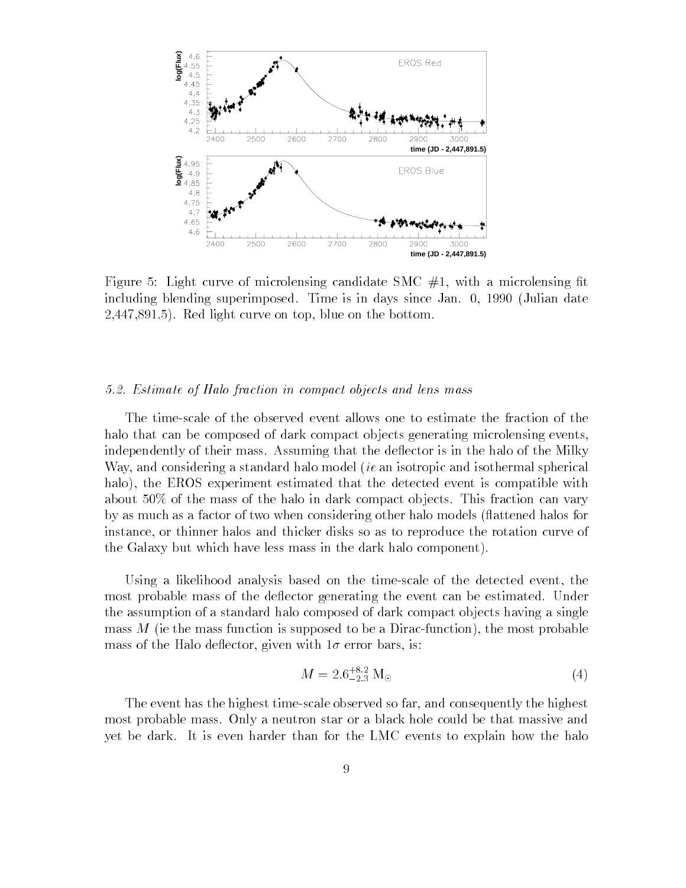Figure 5: Light curve of microlensing candidate SMC #1, with a microlensing fit including blending superimposed. Time is in days since Jan. 0, 1990 (Julian date 2,447,891.5). Red light curve on top, blue on the bottom.

### 5.2. Estimate of Halo fraction in compact objects and lens mass

The time-scale of the observed event allows one to estimate the fraction of the halo that can be composed of dark compact objects generating microlensing events, independently of their mass. Assuming that the deflector is in the halo of the Milky Way, and considering a standard halo model (*ie* an isotropic and isothermal spherical halo), the EROS experiment estimated that the detected event is compatible with about 50% of the mass of the halo in dark compact objects. This fraction can vary by as much as a factor of two when considering other halo models (flattened halos for instance, or thinner halos and thicker disks so as to reproduce the rotation curve of the Galaxy but which have less mass in the dark halo component).

Using a likelihood analysis based on the time-scale of the detected event, the most probable mass of the deflector generating the event can be estimated. Under the assumption of a standard halo composed of dark compact objects having a single mass $M$ (ie the mass function is supposed to be a Dirac-function), the most probable mass of the Halo deflector, given with $1\sigma$ error bars, is:

$$M = 2.6^{+8.2}_{-2.3}\ \mathrm{M}_{\odot} \tag{4}$$

The event has the highest time-scale observed so far, and consequently the highest most probable mass. Only a neutron star or a black hole could be that massive and yet be dark. It is even harder than for the LMC events to explain how the halo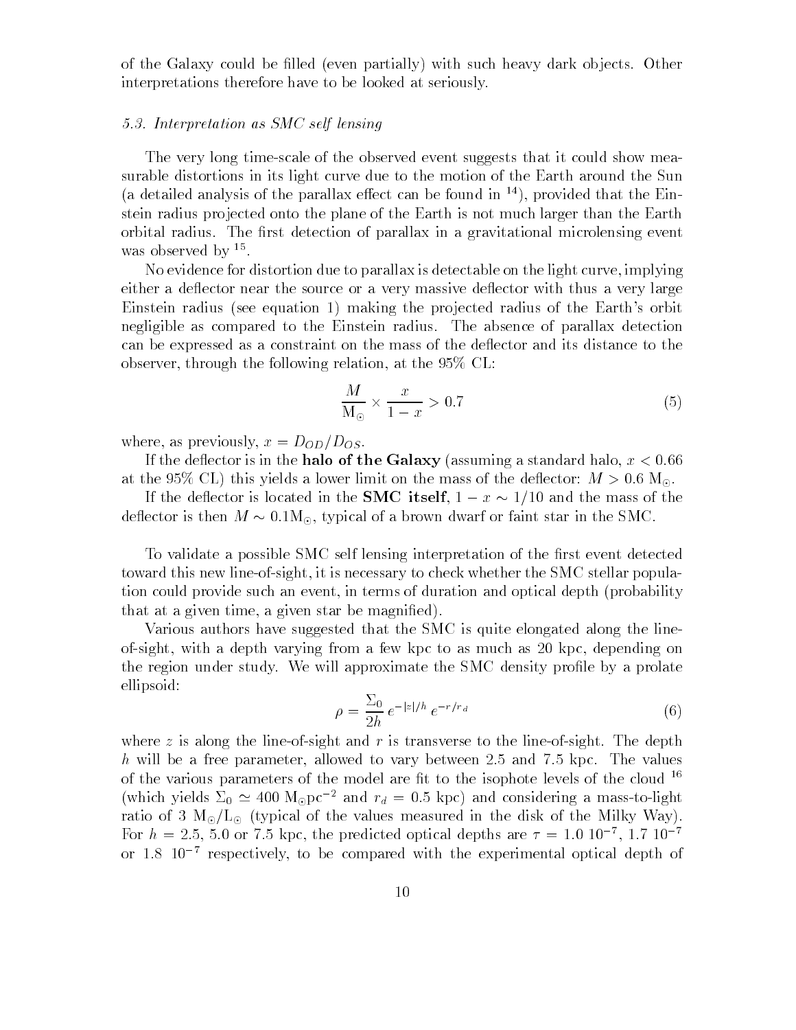of the Galaxy could be filled (even partially) with such heavy dark objects. Other interpretations therefore have to be looked at seriously.

### *5.3. Interpretation as SMC self lensing*

The very long time-scale of the observed event suggests that it could show measurable distortions in its light curve due to the motion of the Earth around the Sun (a detailed analysis of the parallax effect can be found in [14]), provided that the Einstein radius projected onto the plane of the Earth is not much larger than the Earth orbital radius. The first detection of parallax in a gravitational microlensing event was observed by [15].

No evidence for distortion due to parallax is detectable on the light curve, implying either a deflector near the source or a very massive deflector with thus a very large Einstein radius (see equation 1) making the projected radius of the Earth's orbit negligible as compared to the Einstein radius. The absence of parallax detection can be expressed as a constraint on the mass of the deflector and its distance to the observer, through the following relation, at the 95% CL:

$$\frac{M}{\mathrm{M}_\odot} \times \frac{x}{1-x} > 0.7 \tag{5}$$

where, as previously, $x = D_{OD}/D_{OS}$.

If the deflector is in the **halo of the Galaxy** (assuming a standard halo, $x < 0.66$ at the 95% CL) this yields a lower limit on the mass of the deflector: $M > 0.6\ \mathrm{M}_\odot$.

If the deflector is located in the **SMC itself**, $1 - x \sim 1/10$ and the mass of the deflector is then $M \sim 0.1\mathrm{M}_\odot$, typical of a brown dwarf or faint star in the SMC.

To validate a possible SMC self lensing interpretation of the first event detected toward this new line-of-sight, it is necessary to check whether the SMC stellar population could provide such an event, in terms of duration and optical depth (probability that at a given time, a given star be magnified).

Various authors have suggested that the SMC is quite elongated along the line-of-sight, with a depth varying from a few kpc to as much as 20 kpc, depending on the region under study. We will approximate the SMC density profile by a prolate ellipsoid:

$$\rho = \frac{\Sigma_0}{2h}\, e^{-|z|/h}\, e^{-r/r_d} \tag{6}$$

where $z$ is along the line-of-sight and $r$ is transverse to the line-of-sight. The depth $h$ will be a free parameter, allowed to vary between 2.5 and 7.5 kpc. The values of the various parameters of the model are fit to the isophote levels of the cloud [16] (which yields $\Sigma_0 \simeq 400\ \mathrm{M}_\odot\mathrm{pc}^{-2}$ and $r_d = 0.5$ kpc) and considering a mass-to-light ratio of 3 $\mathrm{M}_\odot/\mathrm{L}_\odot$ (typical of the values measured in the disk of the Milky Way). For $h = 2.5$, 5.0 or 7.5 kpc, the predicted optical depths are $\tau = 1.0\ 10^{-7}$, $1.7\ 10^{-7}$ or $1.8\ 10^{-7}$ respectively, to be compared with the experimental optical depth of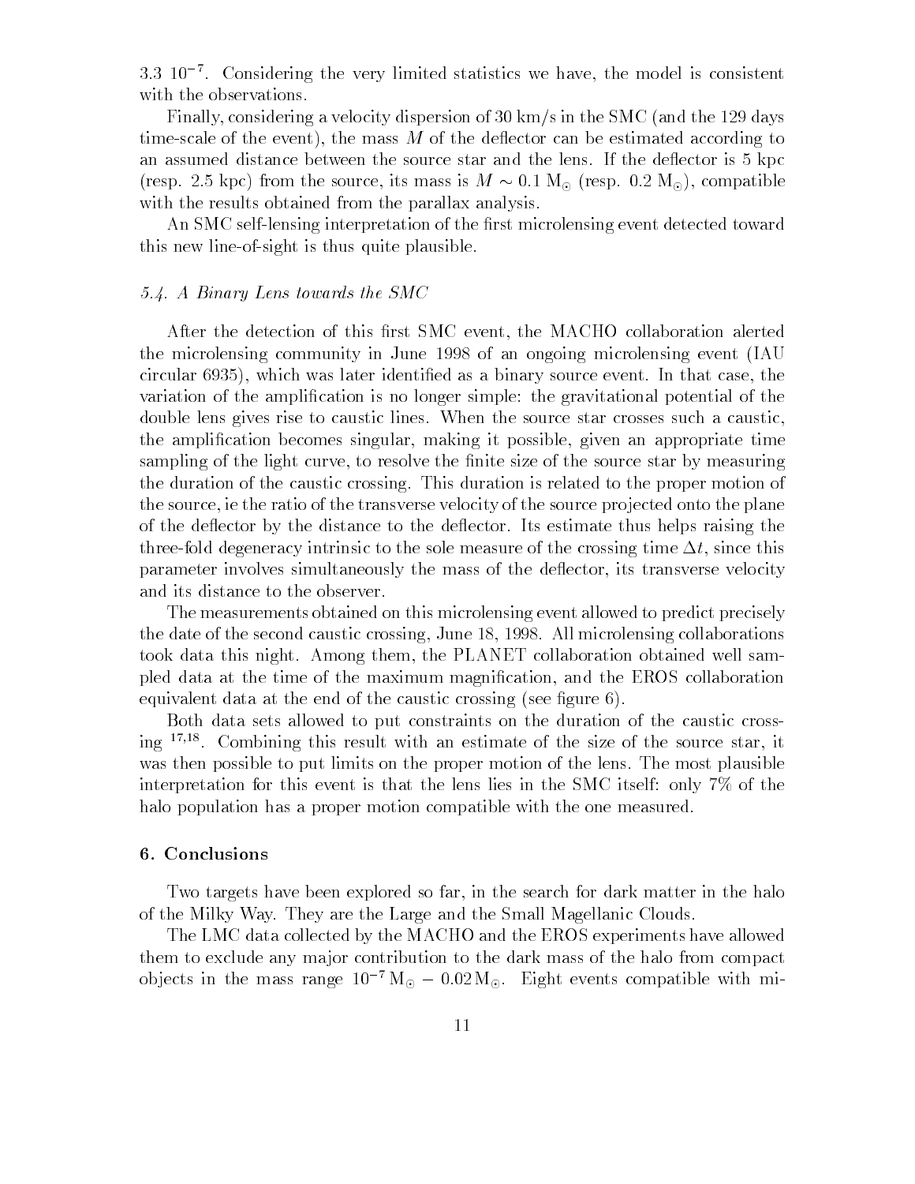3.3 $10^{-7}$. Considering the very limited statistics we have, the model is consistent with the observations.

Finally, considering a velocity dispersion of 30 km/s in the SMC (and the 129 days time-scale of the event), the mass $M$ of the deflector can be estimated according to an assumed distance between the source star and the lens. If the deflector is 5 kpc (resp. 2.5 kpc) from the source, its mass is $M \sim 0.1\ \mathrm{M}_{\odot}$ (resp. $0.2\ \mathrm{M}_{\odot}$), compatible with the results obtained from the parallax analysis.

An SMC self-lensing interpretation of the first microlensing event detected toward this new line-of-sight is thus quite plausible.

### *5.4. A Binary Lens towards the SMC*

After the detection of this first SMC event, the MACHO collaboration alerted the microlensing community in June 1998 of an ongoing microlensing event (IAU circular 6935), which was later identified as a binary source event. In that case, the variation of the amplification is no longer simple: the gravitational potential of the double lens gives rise to caustic lines. When the source star crosses such a caustic, the amplification becomes singular, making it possible, given an appropriate time sampling of the light curve, to resolve the finite size of the source star by measuring the duration of the caustic crossing. This duration is related to the proper motion of the source, ie the ratio of the transverse velocity of the source projected onto the plane of the deflector by the distance to the deflector. Its estimate thus helps raising the three-fold degeneracy intrinsic to the sole measure of the crossing time $\Delta t$, since this parameter involves simultaneously the mass of the deflector, its transverse velocity and its distance to the observer.

The measurements obtained on this microlensing event allowed to predict precisely the date of the second caustic crossing, June 18, 1998. All microlensing collaborations took data this night. Among them, the PLANET collaboration obtained well sampled data at the time of the maximum magnification, and the EROS collaboration equivalent data at the end of the caustic crossing (see figure 6).

Both data sets allowed to put constraints on the duration of the caustic crossing [17,18]. Combining this result with an estimate of the size of the source star, it was then possible to put limits on the proper motion of the lens. The most plausible interpretation for this event is that the lens lies in the SMC itself: only 7% of the halo population has a proper motion compatible with the one measured.

## 6. Conclusions

Two targets have been explored so far, in the search for dark matter in the halo of the Milky Way. They are the Large and the Small Magellanic Clouds.

The LMC data collected by the MACHO and the EROS experiments have allowed them to exclude any major contribution to the dark mass of the halo from compact objects in the mass range $10^{-7}\,\mathrm{M}_{\odot} - 0.02\,\mathrm{M}_{\odot}$. Eight events compatible with mi-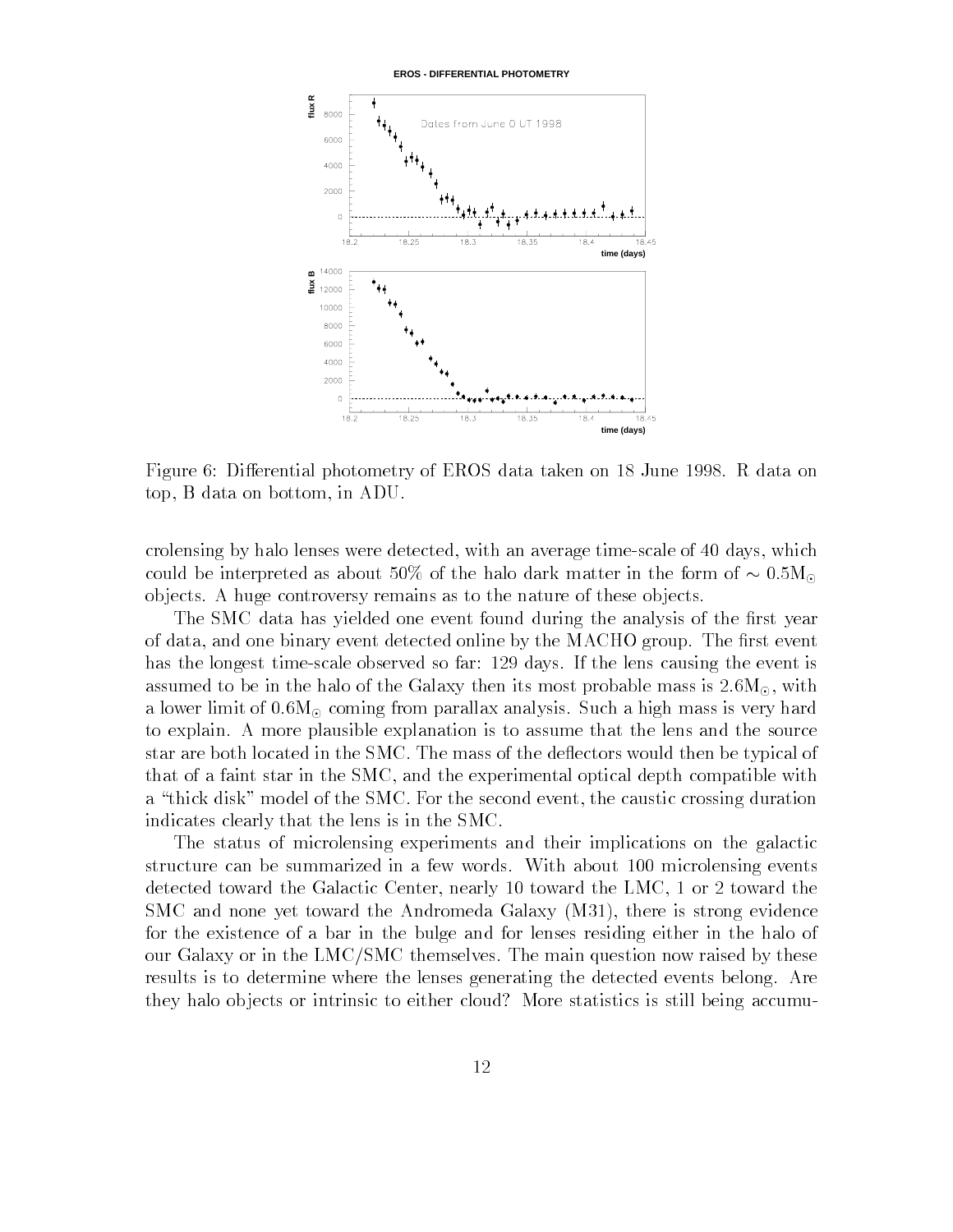Figure 6: Differential photometry of EROS data taken on 18 June 1998. R data on top, B data on bottom, in ADU.

crolensing by halo lenses were detected, with an average time-scale of 40 days, which could be interpreted as about 50% of the halo dark matter in the form of $\sim 0.5\mathrm{M}_{\odot}$ objects. A huge controversy remains as to the nature of these objects.

The SMC data has yielded one event found during the analysis of the first year of data, and one binary event detected online by the MACHO group. The first event has the longest time-scale observed so far: 129 days. If the lens causing the event is assumed to be in the halo of the Galaxy then its most probable mass is $2.6\mathrm{M}_{\odot}$, with a lower limit of $0.6\mathrm{M}_{\odot}$ coming from parallax analysis. Such a high mass is very hard to explain. A more plausible explanation is to assume that the lens and the source star are both located in the SMC. The mass of the deflectors would then be typical of that of a faint star in the SMC, and the experimental optical depth compatible with a "thick disk" model of the SMC. For the second event, the caustic crossing duration indicates clearly that the lens is in the SMC.

The status of microlensing experiments and their implications on the galactic structure can be summarized in a few words. With about 100 microlensing events detected toward the Galactic Center, nearly 10 toward the LMC, 1 or 2 toward the SMC and none yet toward the Andromeda Galaxy (M31), there is strong evidence for the existence of a bar in the bulge and for lenses residing either in the halo of our Galaxy or in the LMC/SMC themselves. The main question now raised by these results is to determine where the lenses generating the detected events belong. Are they halo objects or intrinsic to either cloud? More statistics is still being accumu-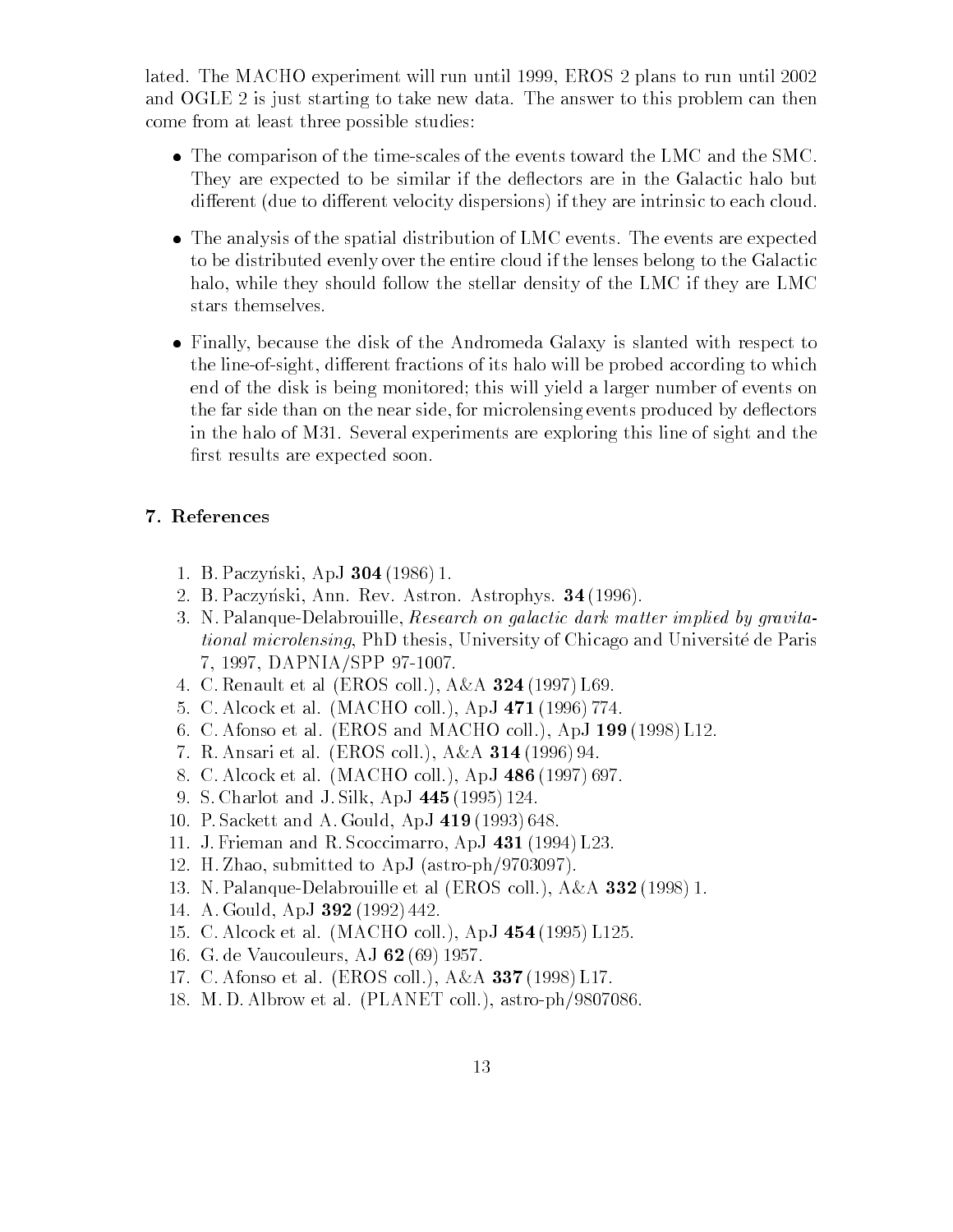lated. The MACHO experiment will run until 1999, EROS 2 plans to run until 2002 and OGLE 2 is just starting to take new data. The answer to this problem can then come from at least three possible studies:

- The comparison of the time-scales of the events toward the LMC and the SMC. They are expected to be similar if the deflectors are in the Galactic halo but different (due to different velocity dispersions) if they are intrinsic to each cloud.
- The analysis of the spatial distribution of LMC events. The events are expected to be distributed evenly over the entire cloud if the lenses belong to the Galactic halo, while they should follow the stellar density of the LMC if they are LMC stars themselves.
- Finally, because the disk of the Andromeda Galaxy is slanted with respect to the line-of-sight, different fractions of its halo will be probed according to which end of the disk is being monitored; this will yield a larger number of events on the far side than on the near side, for microlensing events produced by deflectors in the halo of M31. Several experiments are exploring this line of sight and the first results are expected soon.

## 7. References

1. B. Paczyński, ApJ **304** (1986) 1.
2. B. Paczyński, Ann. Rev. Astron. Astrophys. **34** (1996).
3. N. Palanque-Delabrouille, *Research on galactic dark matter implied by gravitational microlensing*, PhD thesis, University of Chicago and Université de Paris 7, 1997, DAPNIA/SPP 97-1007.
4. C. Renault et al (EROS coll.), A&A **324** (1997) L69.
5. C. Alcock et al. (MACHO coll.), ApJ **471** (1996) 774.
6. C. Afonso et al. (EROS and MACHO coll.), ApJ **199** (1998) L12.
7. R. Ansari et al. (EROS coll.), A&A **314** (1996) 94.
8. C. Alcock et al. (MACHO coll.), ApJ **486** (1997) 697.
9. S. Charlot and J. Silk, ApJ **445** (1995) 124.
10. P. Sackett and A. Gould, ApJ **419** (1993) 648.
11. J. Frieman and R. Scoccimarro, ApJ **431** (1994) L23.
12. H. Zhao, submitted to ApJ (astro-ph/9703097).
13. N. Palanque-Delabrouille et al (EROS coll.), A&A **332** (1998) 1.
14. A. Gould, ApJ **392** (1992) 442.
15. C. Alcock et al. (MACHO coll.), ApJ **454** (1995) L125.
16. G. de Vaucouleurs, AJ **62** (69) 1957.
17. C. Afonso et al. (EROS coll.), A&A **337** (1998) L17.
18. M. D. Albrow et al. (PLANET coll.), astro-ph/9807086.